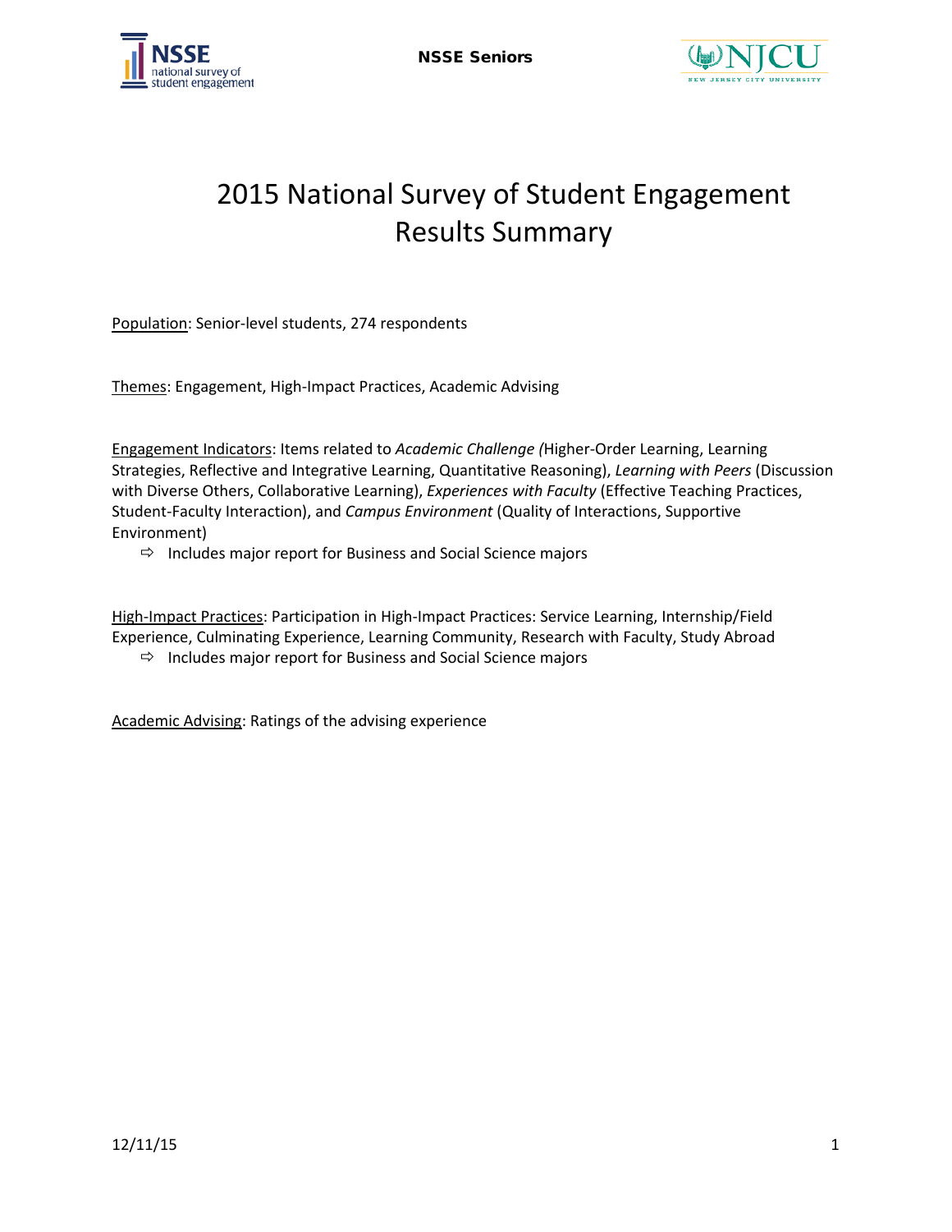# 2015 National Survey of Student Engagement Results Summary

Population: Senior-level students, 274 respondents

Themes: Engagement, High-Impact Practices, Academic Advising

Engagement Indicators: Items related to *Academic Challenge (*Higher-Order Learning, Learning Strategies, Reflective and Integrative Learning, Quantitative Reasoning), *Learning with Peers* (Discussion with Diverse Others, Collaborative Learning), *Experiences with Faculty* (Effective Teaching Practices, Student-Faculty Interaction), and *Campus Environment* (Quality of Interactions, Supportive Environment)

- ⇨ Includes major report for Business and Social Science majors

High-Impact Practices: Participation in High-Impact Practices: Service Learning, Internship/Field Experience, Culminating Experience, Learning Community, Research with Faculty, Study Abroad

- ⇨ Includes major report for Business and Social Science majors

Academic Advising: Ratings of the advising experience

12/11/15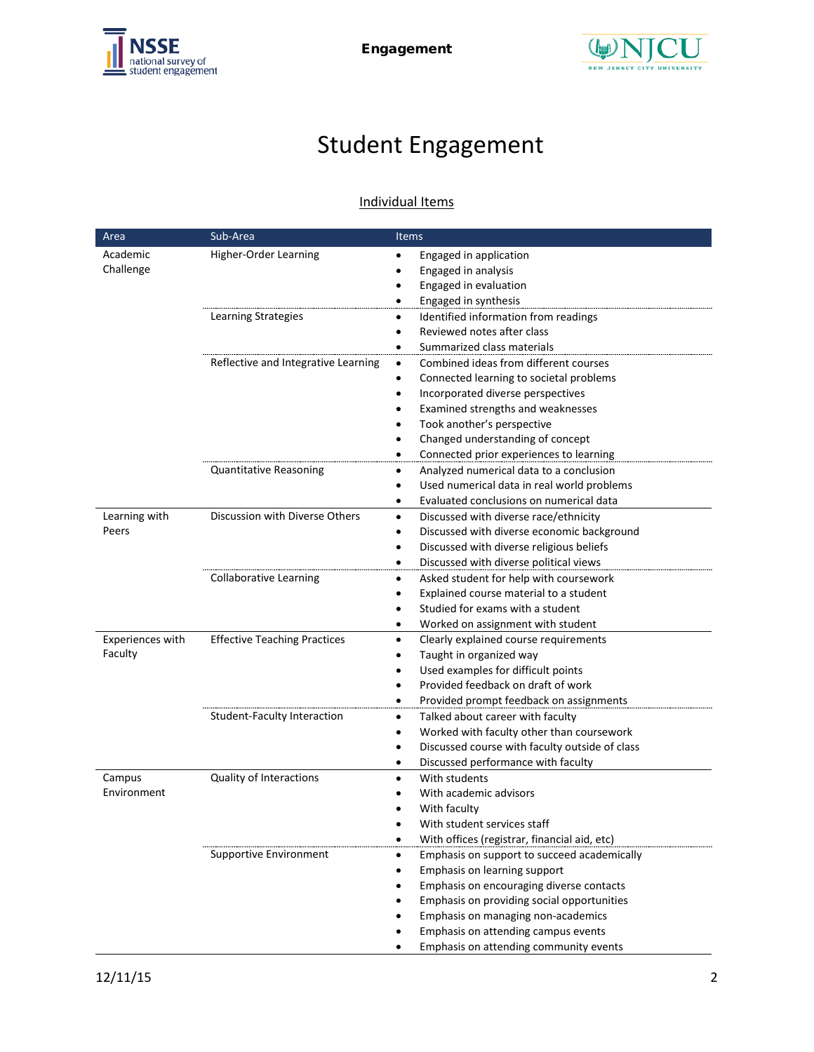# Student Engagement

## Individual Items

| Area | Sub-Area | Items |
|---|---|---|
| Academic Challenge | Higher-Order Learning | • Engaged in application<br>• Engaged in analysis<br>• Engaged in evaluation<br>• Engaged in synthesis |
| | Learning Strategies | • Identified information from readings<br>• Reviewed notes after class<br>• Summarized class materials |
| | Reflective and Integrative Learning | • Combined ideas from different courses<br>• Connected learning to societal problems<br>• Incorporated diverse perspectives<br>• Examined strengths and weaknesses<br>• Took another's perspective<br>• Changed understanding of concept<br>• Connected prior experiences to learning |
| | Quantitative Reasoning | • Analyzed numerical data to a conclusion<br>• Used numerical data in real world problems<br>• Evaluated conclusions on numerical data |
| Learning with Peers | Discussion with Diverse Others | • Discussed with diverse race/ethnicity<br>• Discussed with diverse economic background<br>• Discussed with diverse religious beliefs<br>• Discussed with diverse political views |
| | Collaborative Learning | • Asked student for help with coursework<br>• Explained course material to a student<br>• Studied for exams with a student<br>• Worked on assignment with student |
| Experiences with Faculty | Effective Teaching Practices | • Clearly explained course requirements<br>• Taught in organized way<br>• Used examples for difficult points<br>• Provided feedback on draft of work<br>• Provided prompt feedback on assignments |
| | Student-Faculty Interaction | • Talked about career with faculty<br>• Worked with faculty other than coursework<br>• Discussed course with faculty outside of class<br>• Discussed performance with faculty |
| Campus Environment | Quality of Interactions | • With students<br>• With academic advisors<br>• With faculty<br>• With student services staff<br>• With offices (registrar, financial aid, etc) |
| | Supportive Environment | • Emphasis on support to succeed academically<br>• Emphasis on learning support<br>• Emphasis on encouraging diverse contacts<br>• Emphasis on providing social opportunities<br>• Emphasis on managing non-academics<br>• Emphasis on attending campus events<br>• Emphasis on attending community events |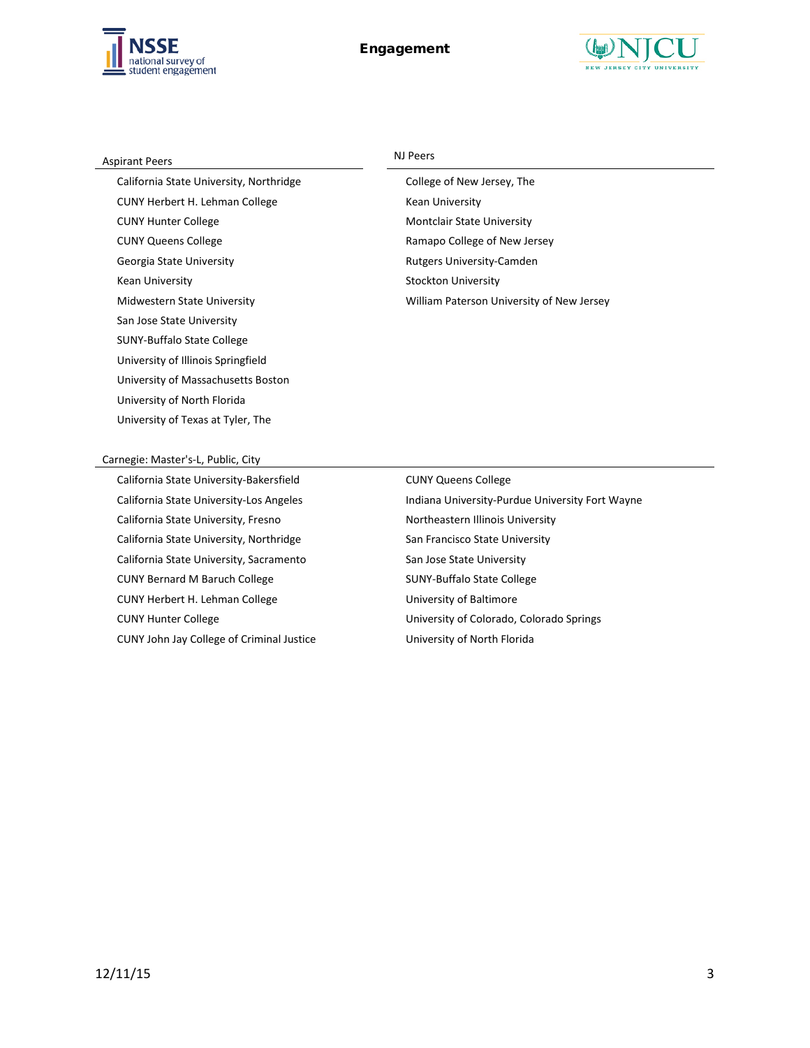## Engagement

### Aspirant Peers

- California State University, Northridge
- CUNY Herbert H. Lehman College
- CUNY Hunter College
- CUNY Queens College
- Georgia State University
- Kean University
- Midwestern State University
- San Jose State University
- SUNY-Buffalo State College
- University of Illinois Springfield
- University of Massachusetts Boston
- University of North Florida
- University of Texas at Tyler, The

### NJ Peers

- College of New Jersey, The
- Kean University
- Montclair State University
- Ramapo College of New Jersey
- Rutgers University-Camden
- Stockton University
- William Paterson University of New Jersey

### Carnegie: Master's-L, Public, City

- California State University-Bakersfield
- California State University-Los Angeles
- California State University, Fresno
- California State University, Northridge
- California State University, Sacramento
- CUNY Bernard M Baruch College
- CUNY Herbert H. Lehman College
- CUNY Hunter College
- CUNY John Jay College of Criminal Justice
- CUNY Queens College
- Indiana University-Purdue University Fort Wayne
- Northeastern Illinois University
- San Francisco State University
- San Jose State University
- SUNY-Buffalo State College
- University of Baltimore
- University of Colorado, Colorado Springs
- University of North Florida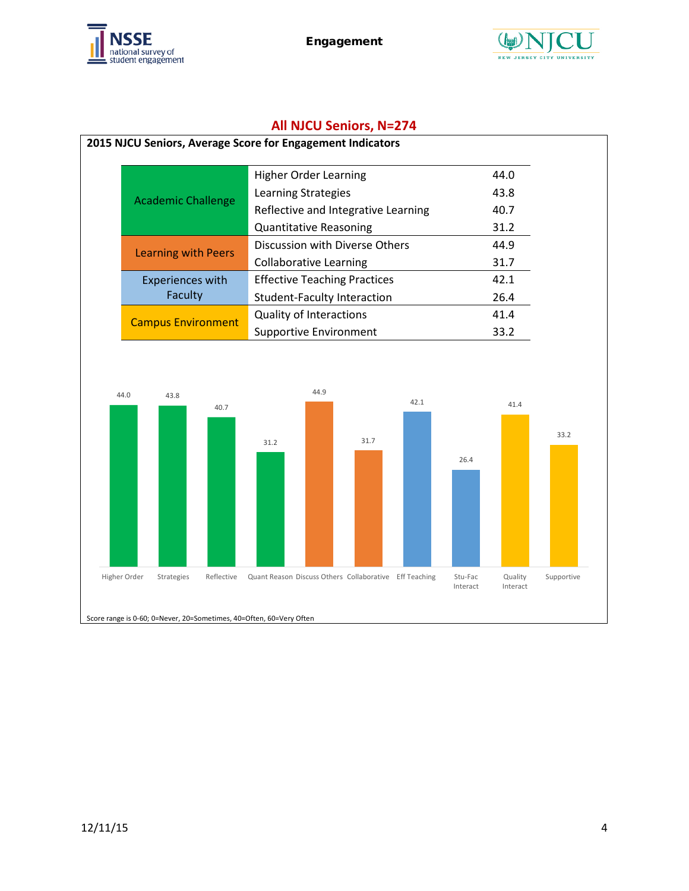## All NJCU Seniors, N=274

**2015 NJCU Seniors, Average Score for Engagement Indicators**

| | | |
|---|---|---|
| Academic Challenge | Higher Order Learning | 44.0 |
| | Learning Strategies | 43.8 |
| | Reflective and Integrative Learning | 40.7 |
| | Quantitative Reasoning | 31.2 |
| Learning with Peers | Discussion with Diverse Others | 44.9 |
| | Collaborative Learning | 31.7 |
| Experiences with Faculty | Effective Teaching Practices | 42.1 |
| | Student-Faculty Interaction | 26.4 |
| Campus Environment | Quality of Interactions | 41.4 |
| | Supportive Environment | 33.2 |

| Higher Order | Strategies | Reflective | Quant Reason | Discuss Others | Collaborative | Eff Teaching | Stu-Fac Interact | Quality Interact | Supportive |
|---|---|---|---|---|---|---|---|---|---|
| 44.0 | 43.8 | 40.7 | 31.2 | 44.9 | 31.7 | 42.1 | 26.4 | 41.4 | 33.2 |

Score range is 0-60; 0=Never, 20=Sometimes, 40=Often, 60=Very Often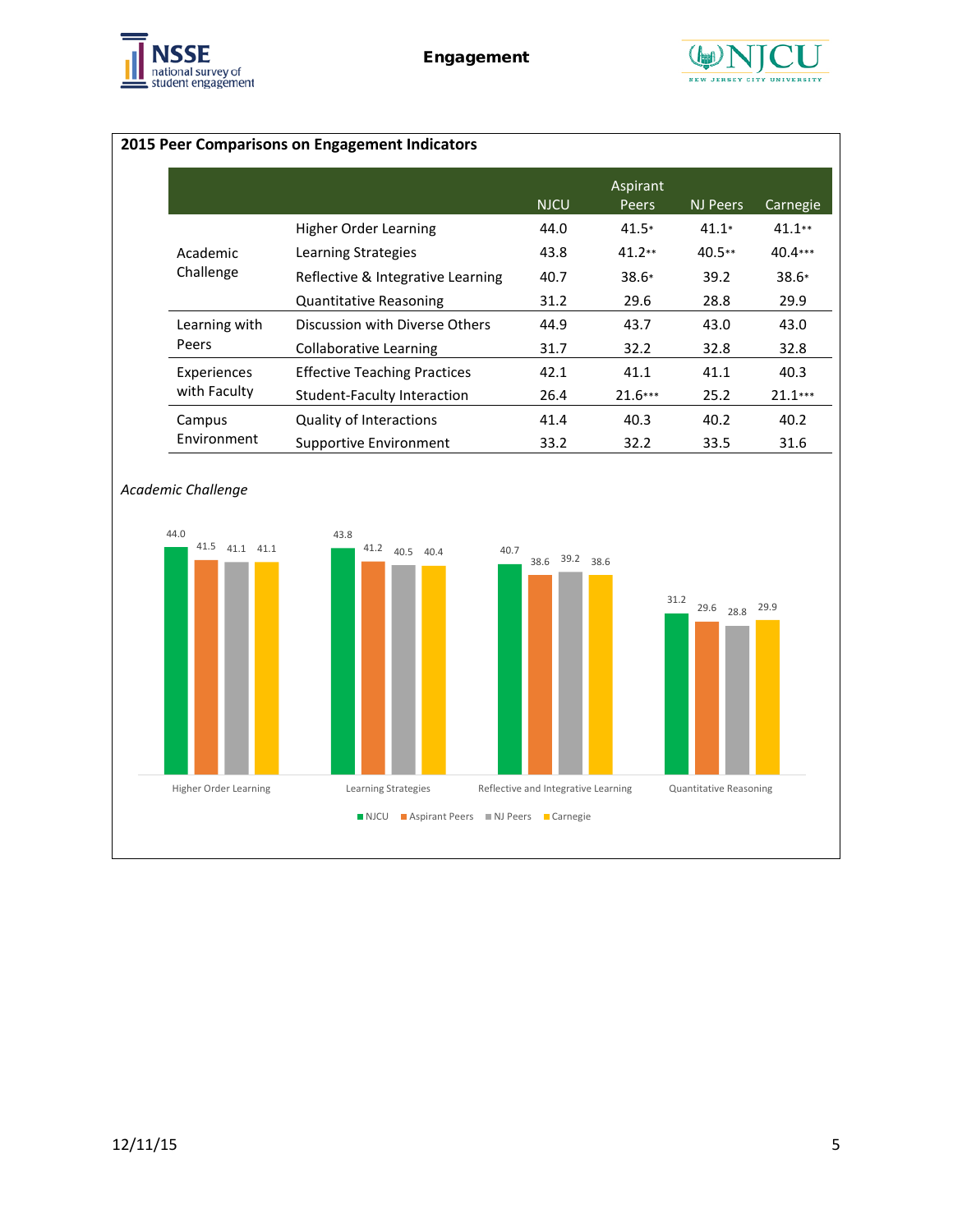## 2015 Peer Comparisons on Engagement Indicators

| | | NJCU | Aspirant Peers | NJ Peers | Carnegie |
|---|---|---|---|---|---|
| Academic Challenge | Higher Order Learning | 44.0 | 41.5* | 41.1* | 41.1** |
| | Learning Strategies | 43.8 | 41.2** | 40.5** | 40.4*** |
| | Reflective & Integrative Learning | 40.7 | 38.6* | 39.2 | 38.6* |
| | Quantitative Reasoning | 31.2 | 29.6 | 28.8 | 29.9 |
| Learning with Peers | Discussion with Diverse Others | 44.9 | 43.7 | 43.0 | 43.0 |
| | Collaborative Learning | 31.7 | 32.2 | 32.8 | 32.8 |
| Experiences with Faculty | Effective Teaching Practices | 42.1 | 41.1 | 41.1 | 40.3 |
| | Student-Faculty Interaction | 26.4 | 21.6*** | 25.2 | 21.1*** |
| Campus Environment | Quality of Interactions | 41.4 | 40.3 | 40.2 | 40.2 |
| | Supportive Environment | 33.2 | 32.2 | 33.5 | 31.6 |

*Academic Challenge*

| | NJCU | Aspirant Peers | NJ Peers | Carnegie |
|---|---|---|---|---|
| Higher Order Learning | 44.0 | 41.5 | 41.1 | 41.1 |
| Learning Strategies | 43.8 | 41.2 | 40.5 | 40.4 |
| Reflective and Integrative Learning | 40.7 | 38.6 | 39.2 | 38.6 |
| Quantitative Reasoning | 31.2 | 29.6 | 28.8 | 29.9 |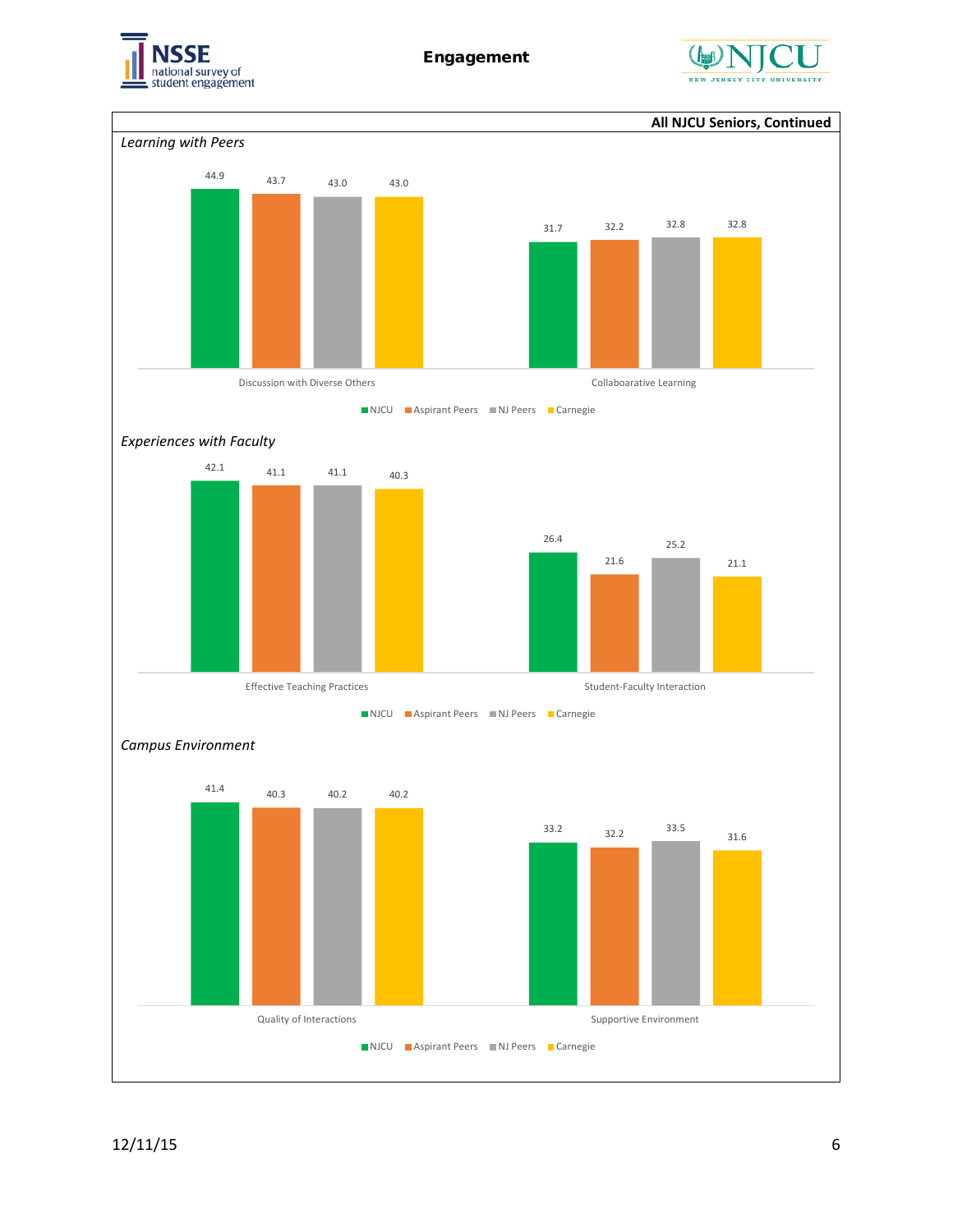## Engagement

**All NJCU Seniors, Continued**

*Learning with Peers*

| | NJCU | Aspirant Peers | NJ Peers | Carnegie |
|---|---|---|---|---|
| Discussion with Diverse Others | 44.9 | 43.7 | 43.0 | 43.0 |
| Collaboarative Learning | 31.7 | 32.2 | 32.8 | 32.8 |

*Experiences with Faculty*

| | NJCU | Aspirant Peers | NJ Peers | Carnegie |
|---|---|---|---|---|
| Effective Teaching Practices | 42.1 | 41.1 | 41.1 | 40.3 |
| Student-Faculty Interaction | 26.4 | 21.6 | 25.2 | 21.1 |

*Campus Environment*

| | NJCU | Aspirant Peers | NJ Peers | Carnegie |
|---|---|---|---|---|
| Quality of Interactions | 41.4 | 40.3 | 40.2 | 40.2 |
| Supportive Environment | 33.2 | 32.2 | 33.5 | 31.6 |

12/11/15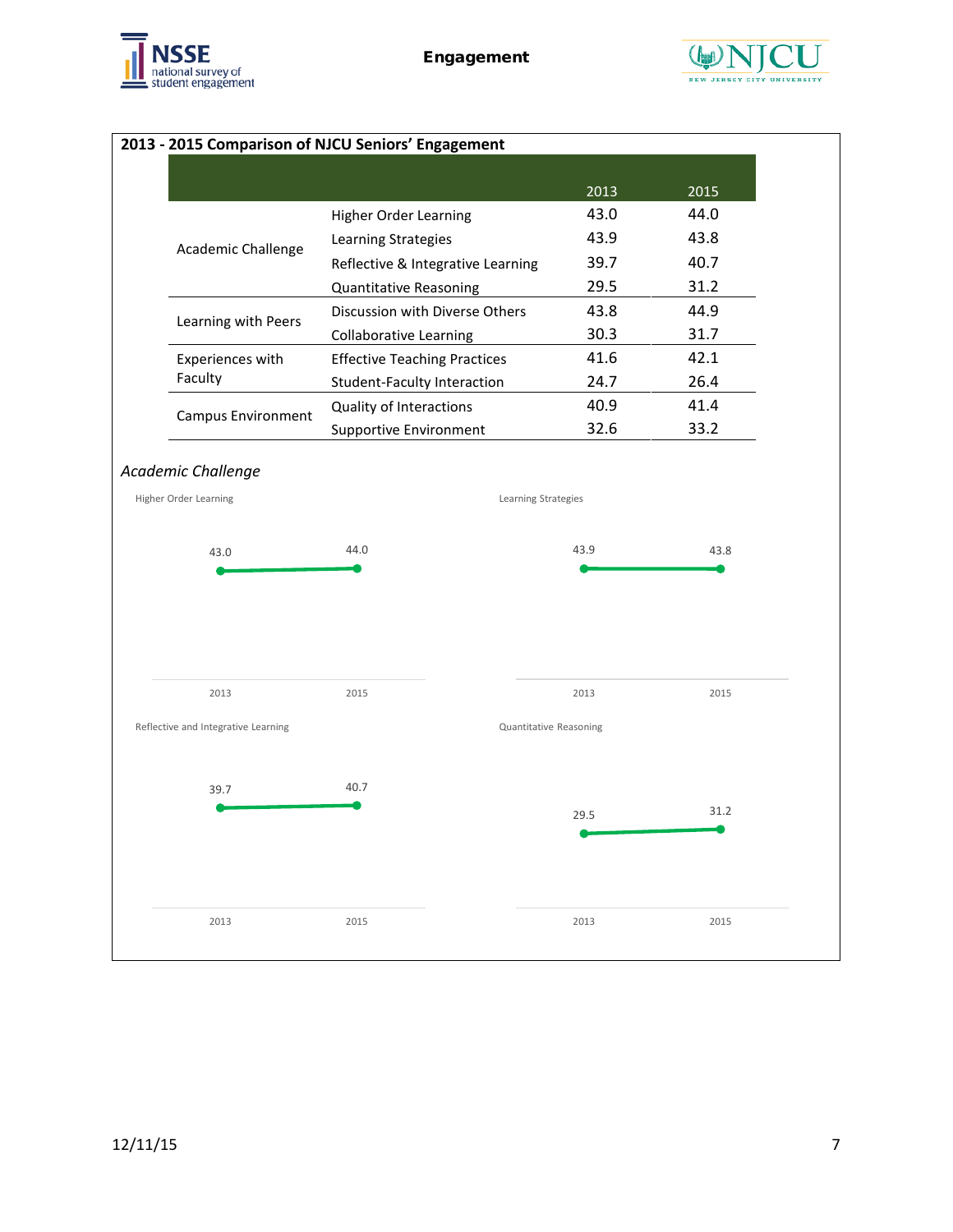## 2013 - 2015 Comparison of NJCU Seniors' Engagement

| | | 2013 | 2015 |
|---|---|---|---|
| Academic Challenge | Higher Order Learning | 43.0 | 44.0 |
| | Learning Strategies | 43.9 | 43.8 |
| | Reflective & Integrative Learning | 39.7 | 40.7 |
| | Quantitative Reasoning | 29.5 | 31.2 |
| Learning with Peers | Discussion with Diverse Others | 43.8 | 44.9 |
| | Collaborative Learning | 30.3 | 31.7 |
| Experiences with Faculty | Effective Teaching Practices | 41.6 | 42.1 |
| | Student-Faculty Interaction | 24.7 | 26.4 |
| Campus Environment | Quality of Interactions | 40.9 | 41.4 |
| | Supportive Environment | 32.6 | 33.2 |

*Academic Challenge*

Higher Order Learning

| 2013 | 2015 |
|---|---|
| 43.0 | 44.0 |

Learning Strategies

| 2013 | 2015 |
|---|---|
| 43.9 | 43.8 |

Reflective and Integrative Learning

| 2013 | 2015 |
|---|---|
| 39.7 | 40.7 |

Quantitative Reasoning

| 2013 | 2015 |
|---|---|
| 29.5 | 31.2 |

12/11/15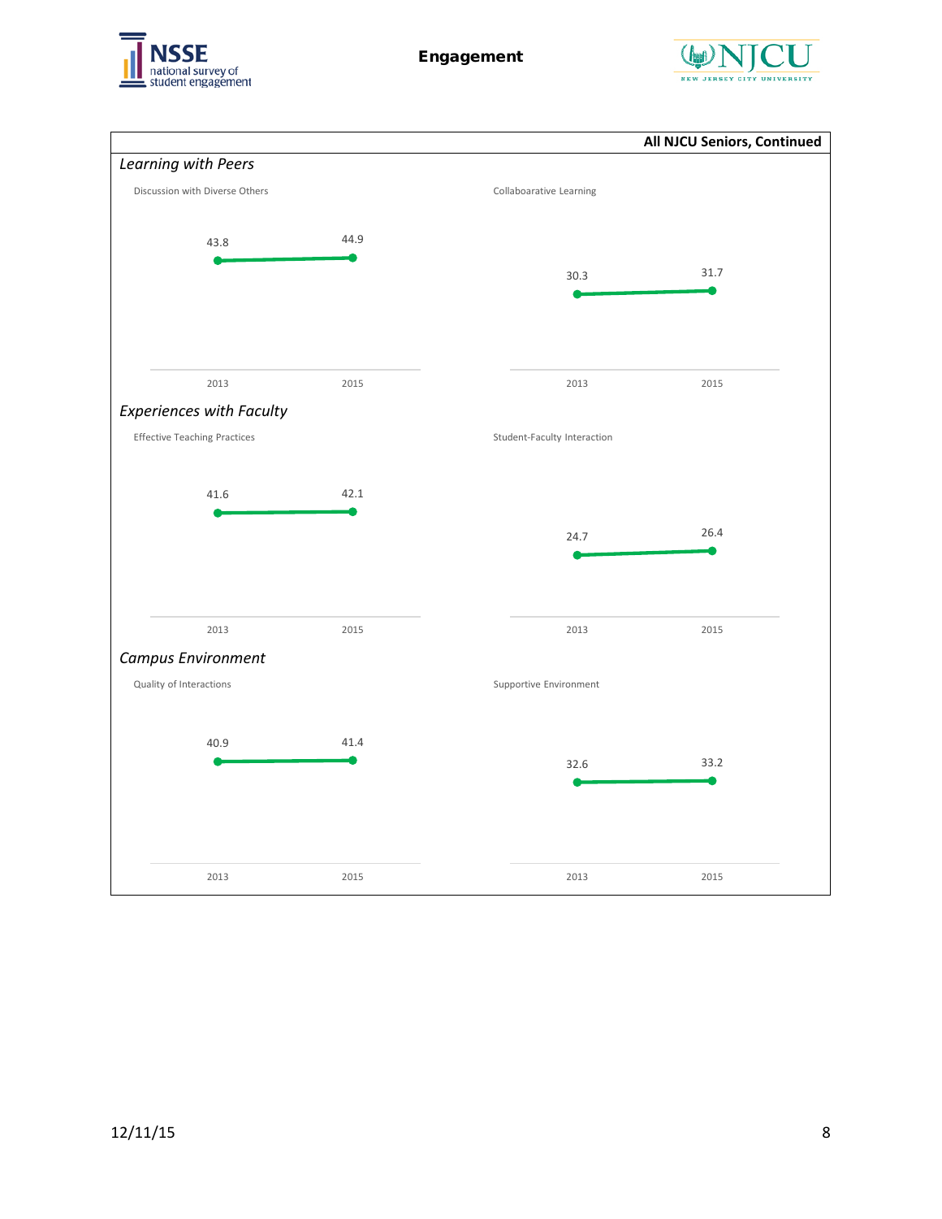## All NJCU Seniors, Continued

### *Learning with Peers*

Discussion with Diverse Others

| Year | Score |
|---|---|
| 2013 | 43.8 |
| 2015 | 44.9 |

Collaboarative Learning

| Year | Score |
|---|---|
| 2013 | 30.3 |
| 2015 | 31.7 |

### *Experiences with Faculty*

Effective Teaching Practices

| Year | Score |
|---|---|
| 2013 | 41.6 |
| 2015 | 42.1 |

Student-Faculty Interaction

| Year | Score |
|---|---|
| 2013 | 24.7 |
| 2015 | 26.4 |

### *Campus Environment*

Quality of Interactions

| Year | Score |
|---|---|
| 2013 | 40.9 |
| 2015 | 41.4 |

Supportive Environment

| Year | Score |
|---|---|
| 2013 | 32.6 |
| 2015 | 33.2 |

12/11/15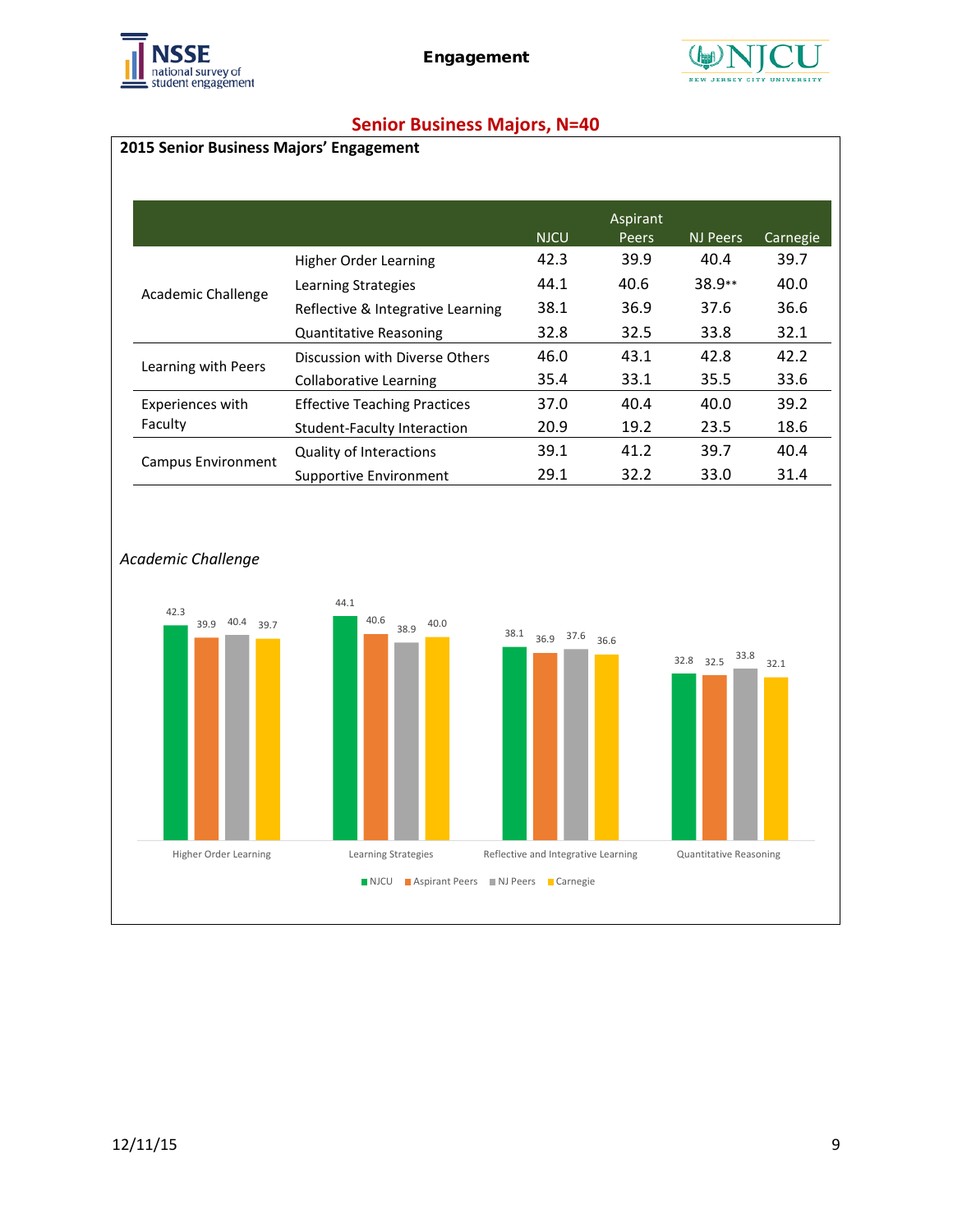## Senior Business Majors, N=40

**2015 Senior Business Majors' Engagement**

| | | NJCU | Aspirant Peers | NJ Peers | Carnegie |
|---|---|---|---|---|---|
| Academic Challenge | Higher Order Learning | 42.3 | 39.9 | 40.4 | 39.7 |
| | Learning Strategies | 44.1 | 40.6 | 38.9** | 40.0 |
| | Reflective & Integrative Learning | 38.1 | 36.9 | 37.6 | 36.6 |
| | Quantitative Reasoning | 32.8 | 32.5 | 33.8 | 32.1 |
| Learning with Peers | Discussion with Diverse Others | 46.0 | 43.1 | 42.8 | 42.2 |
| | Collaborative Learning | 35.4 | 33.1 | 35.5 | 33.6 |
| Experiences with Faculty | Effective Teaching Practices | 37.0 | 40.4 | 40.0 | 39.2 |
| | Student-Faculty Interaction | 20.9 | 19.2 | 23.5 | 18.6 |
| Campus Environment | Quality of Interactions | 39.1 | 41.2 | 39.7 | 40.4 |
| | Supportive Environment | 29.1 | 32.2 | 33.0 | 31.4 |

*Academic Challenge*

| | NJCU | Aspirant Peers | NJ Peers | Carnegie |
|---|---|---|---|---|
| Higher Order Learning | 42.3 | 39.9 | 40.4 | 39.7 |
| Learning Strategies | 44.1 | 40.6 | 38.9 | 40.0 |
| Reflective and Integrative Learning | 38.1 | 36.9 | 37.6 | 36.6 |
| Quantitative Reasoning | 32.8 | 32.5 | 33.8 | 32.1 |

12/11/15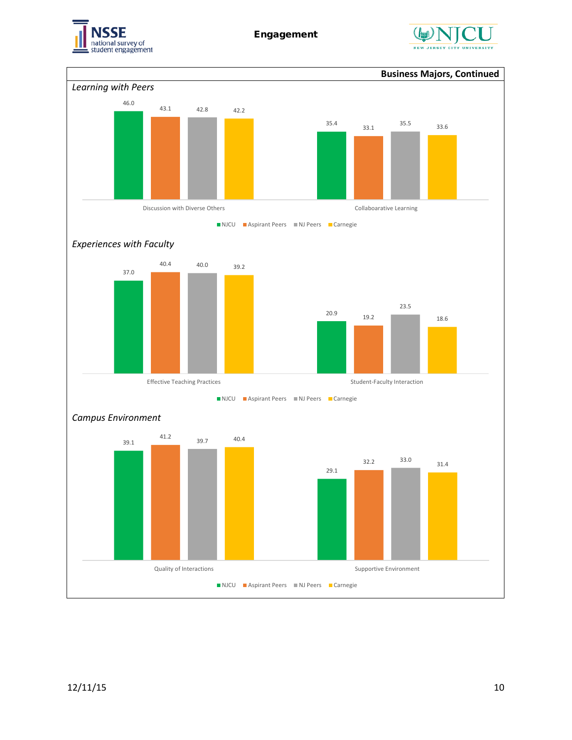**Engagement**

**Business Majors, Continued**

*Learning with Peers*

| | NJCU | Aspirant Peers | NJ Peers | Carnegie |
|---|---|---|---|---|
| Discussion with Diverse Others | 46.0 | 43.1 | 42.8 | 42.2 |
| Collaboarative Learning | 35.4 | 33.1 | 35.5 | 33.6 |

*Experiences with Faculty*

| | NJCU | Aspirant Peers | NJ Peers | Carnegie |
|---|---|---|---|---|
| Effective Teaching Practices | 37.0 | 40.4 | 40.0 | 39.2 |
| Student-Faculty Interaction | 20.9 | 19.2 | 23.5 | 18.6 |

*Campus Environment*

| | NJCU | Aspirant Peers | NJ Peers | Carnegie |
|---|---|---|---|---|
| Quality of Interactions | 39.1 | 41.2 | 39.7 | 40.4 |
| Supportive Environment | 29.1 | 32.2 | 33.0 | 31.4 |

12/11/15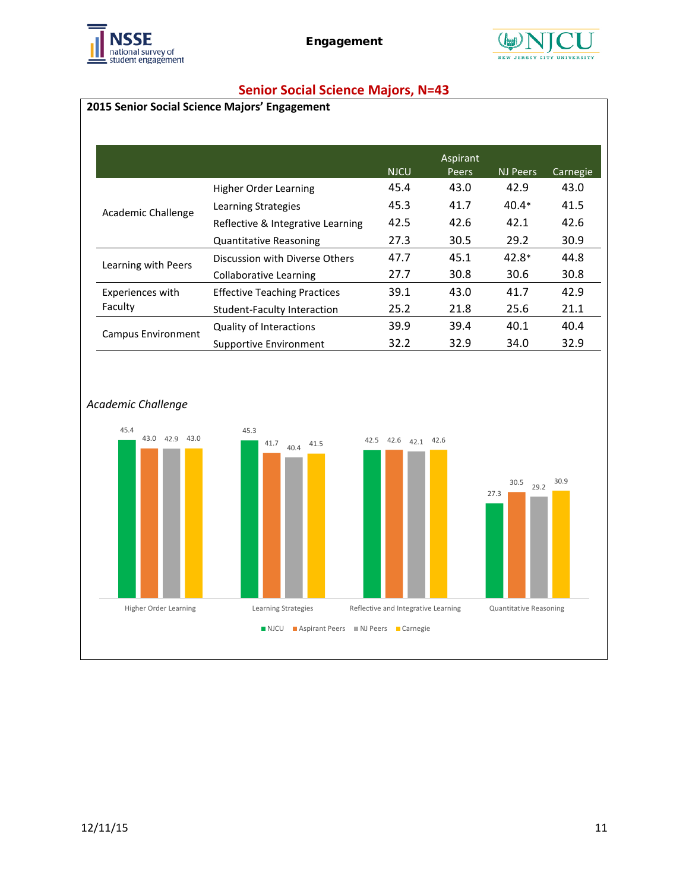## Senior Social Science Majors, N=43

### 2015 Senior Social Science Majors' Engagement

| | | NJCU | Aspirant Peers | NJ Peers | Carnegie |
|---|---|---|---|---|---|
| Academic Challenge | Higher Order Learning | 45.4 | 43.0 | 42.9 | 43.0 |
| | Learning Strategies | 45.3 | 41.7 | 40.4* | 41.5 |
| | Reflective & Integrative Learning | 42.5 | 42.6 | 42.1 | 42.6 |
| | Quantitative Reasoning | 27.3 | 30.5 | 29.2 | 30.9 |
| Learning with Peers | Discussion with Diverse Others | 47.7 | 45.1 | 42.8* | 44.8 |
| | Collaborative Learning | 27.7 | 30.8 | 30.6 | 30.8 |
| Experiences with Faculty | Effective Teaching Practices | 39.1 | 43.0 | 41.7 | 42.9 |
| | Student-Faculty Interaction | 25.2 | 21.8 | 25.6 | 21.1 |
| Campus Environment | Quality of Interactions | 39.9 | 39.4 | 40.1 | 40.4 |
| | Supportive Environment | 32.2 | 32.9 | 34.0 | 32.9 |

*Academic Challenge*

| | NJCU | Aspirant Peers | NJ Peers | Carnegie |
|---|---|---|---|---|
| Higher Order Learning | 45.4 | 43.0 | 42.9 | 43.0 |
| Learning Strategies | 45.3 | 41.7 | 40.4 | 41.5 |
| Reflective and Integrative Learning | 42.5 | 42.6 | 42.1 | 42.6 |
| Quantitative Reasoning | 27.3 | 30.5 | 29.2 | 30.9 |

12/11/15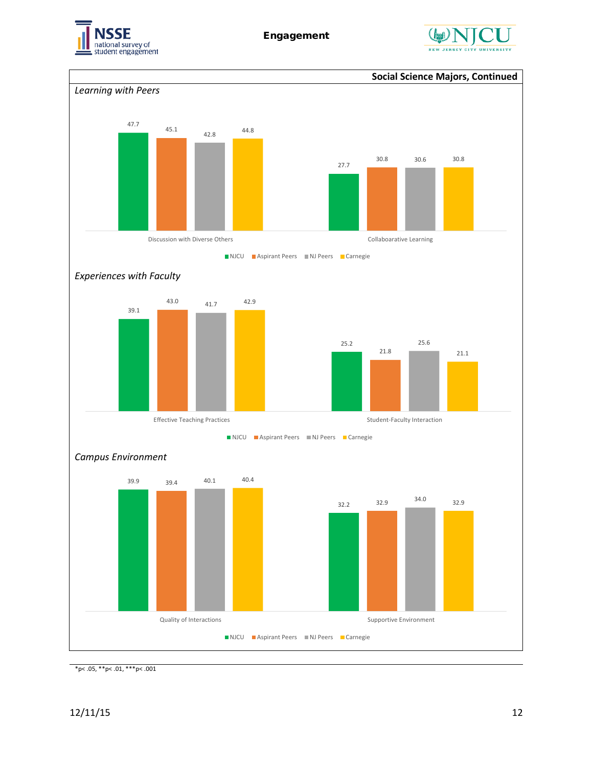**Engagement**

## Social Science Majors, Continued

### *Learning with Peers*

| | NJCU | Aspirant Peers | NJ Peers | Carnegie |
|---|---|---|---|---|
| Discussion with Diverse Others | 47.7 | 45.1 | 42.8 | 44.8 |
| Collaboarative Learning | 27.7 | 30.8 | 30.6 | 30.8 |

### *Experiences with Faculty*

| | NJCU | Aspirant Peers | NJ Peers | Carnegie |
|---|---|---|---|---|
| Effective Teaching Practices | 39.1 | 43.0 | 41.7 | 42.9 |
| Student-Faculty Interaction | 25.2 | 21.8 | 25.6 | 21.1 |

### *Campus Environment*

| | NJCU | Aspirant Peers | NJ Peers | Carnegie |
|---|---|---|---|---|
| Quality of Interactions | 39.9 | 39.4 | 40.1 | 40.4 |
| Supportive Environment | 32.2 | 32.9 | 34.0 | 32.9 |

*p< .05, **p< .01, ***p< .001

12/11/15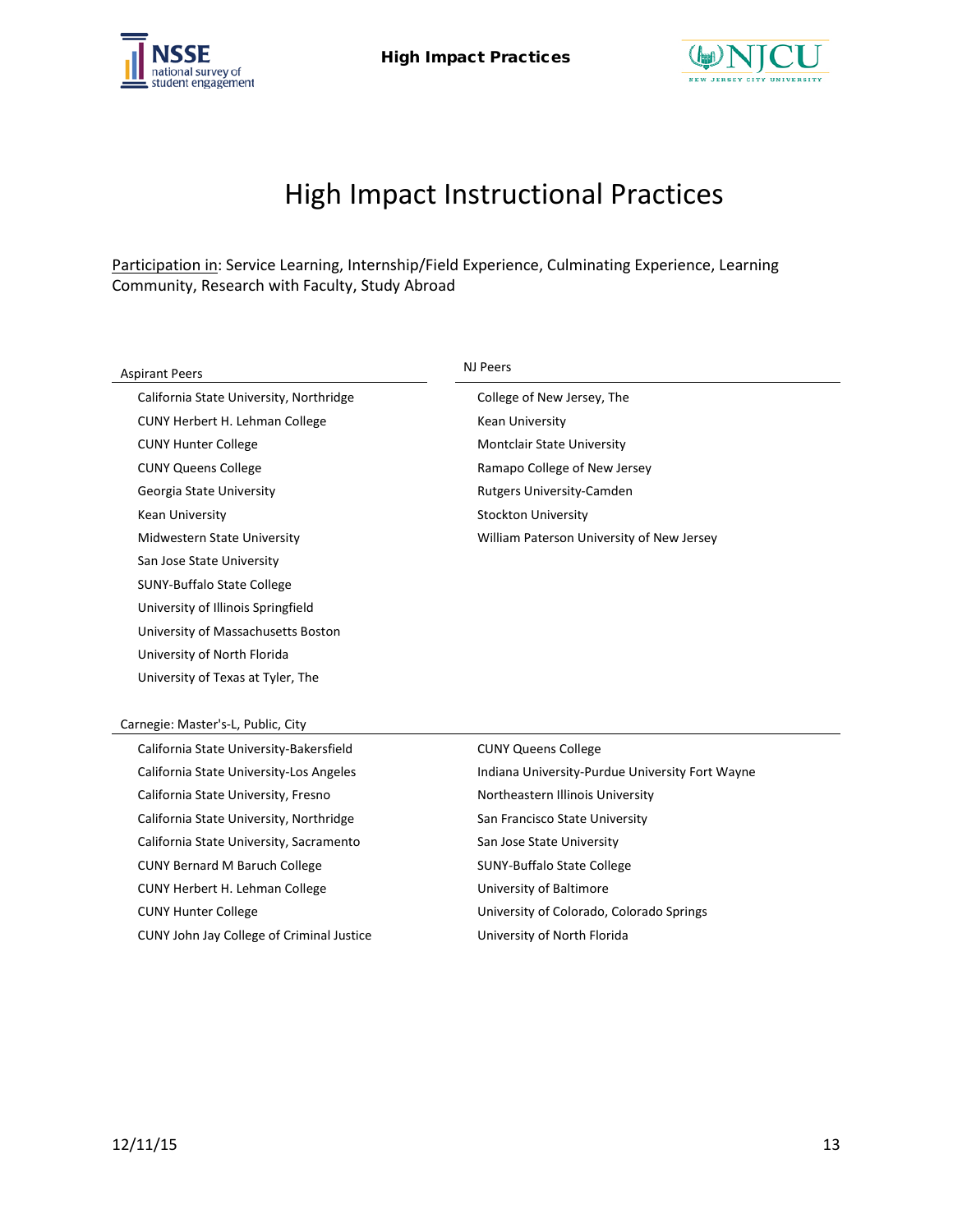# High Impact Instructional Practices

Participation in: Service Learning, Internship/Field Experience, Culminating Experience, Learning Community, Research with Faculty, Study Abroad

**Aspirant Peers**

- California State University, Northridge
- CUNY Herbert H. Lehman College
- CUNY Hunter College
- CUNY Queens College
- Georgia State University
- Kean University
- Midwestern State University
- San Jose State University
- SUNY-Buffalo State College
- University of Illinois Springfield
- University of Massachusetts Boston
- University of North Florida
- University of Texas at Tyler, The

**NJ Peers**

- College of New Jersey, The
- Kean University
- Montclair State University
- Ramapo College of New Jersey
- Rutgers University-Camden
- Stockton University
- William Paterson University of New Jersey

**Carnegie: Master's-L, Public, City**

- California State University-Bakersfield
- California State University-Los Angeles
- California State University, Fresno
- California State University, Northridge
- California State University, Sacramento
- CUNY Bernard M Baruch College
- CUNY Herbert H. Lehman College
- CUNY Hunter College
- CUNY John Jay College of Criminal Justice
- CUNY Queens College
- Indiana University-Purdue University Fort Wayne
- Northeastern Illinois University
- San Francisco State University
- San Jose State University
- SUNY-Buffalo State College
- University of Baltimore
- University of Colorado, Colorado Springs
- University of North Florida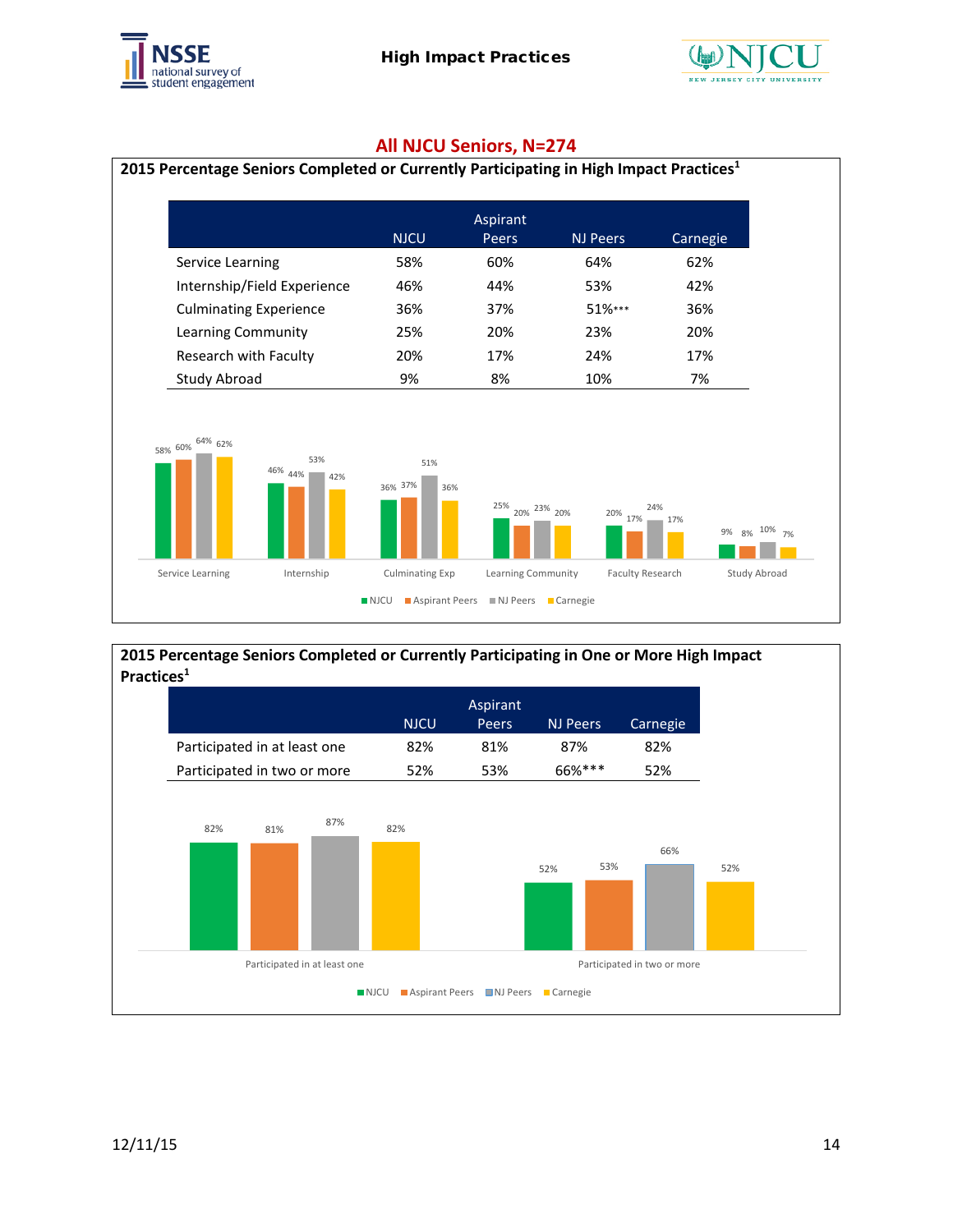# All NJCU Seniors, N=274

**2015 Percentage Seniors Completed or Currently Participating in High Impact Practices[1]**

| | NJCU | Aspirant Peers | NJ Peers | Carnegie |
|---|---|---|---|---|
| Service Learning | 58% | 60% | 64% | 62% |
| Internship/Field Experience | 46% | 44% | 53% | 42% |
| Culminating Experience | 36% | 37% | 51%*** | 36% |
| Learning Community | 25% | 20% | 23% | 20% |
| Research with Faculty | 20% | 17% | 24% | 17% |
| Study Abroad | 9% | 8% | 10% | 7% |

**2015 Percentage Seniors Completed or Currently Participating in One or More High Impact Practices[1]**

| | NJCU | Aspirant Peers | NJ Peers | Carnegie |
|---|---|---|---|---|
| Participated in at least one | 82% | 81% | 87% | 82% |
| Participated in two or more | 52% | 53% | 66%*** | 52% |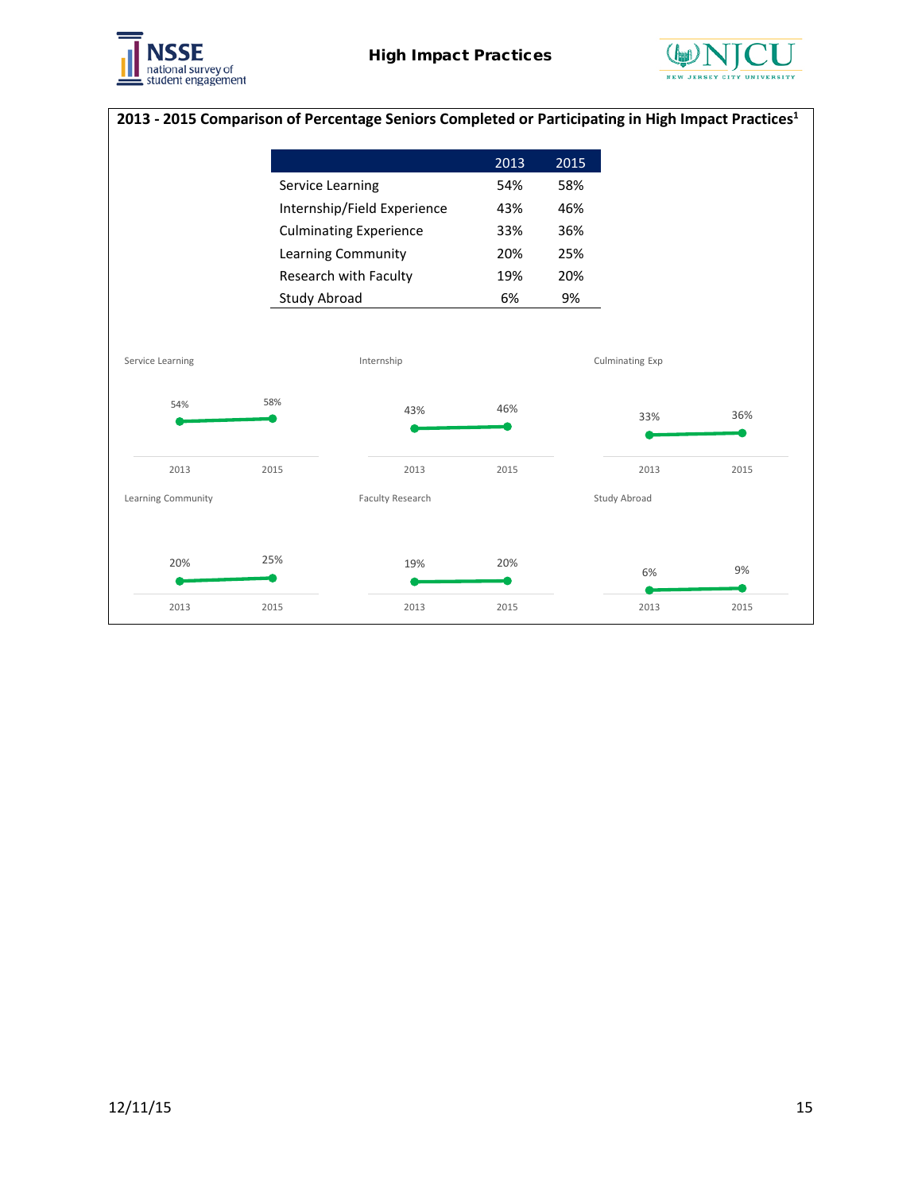## 2013 - 2015 Comparison of Percentage Seniors Completed or Participating in High Impact Practices[1]

| | 2013 | 2015 |
|---|---|---|
| Service Learning | 54% | 58% |
| Internship/Field Experience | 43% | 46% |
| Culminating Experience | 33% | 36% |
| Learning Community | 20% | 25% |
| Research with Faculty | 19% | 20% |
| Study Abroad | 6% | 9% |

Service Learning

| 2013 | 2015 |
|---|---|
| 54% | 58% |

Internship

| 2013 | 2015 |
|---|---|
| 43% | 46% |

Culminating Exp

| 2013 | 2015 |
|---|---|
| 33% | 36% |

Learning Community

| 2013 | 2015 |
|---|---|
| 20% | 25% |

Faculty Research

| 2013 | 2015 |
|---|---|
| 19% | 20% |

Study Abroad

| 2013 | 2015 |
|---|---|
| 6% | 9% |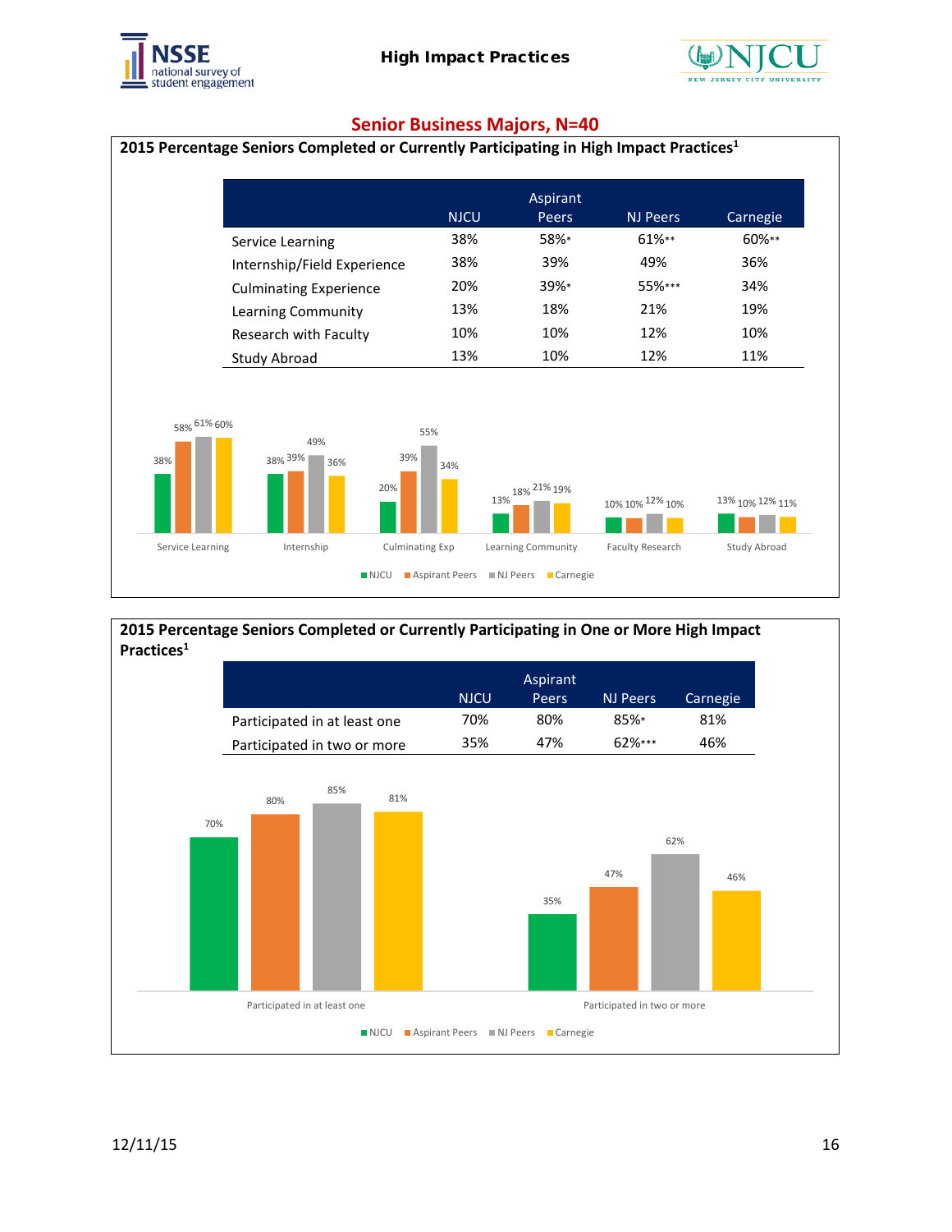## Senior Business Majors, N=40

### 2015 Percentage Seniors Completed or Currently Participating in High Impact Practices[1]

| | NJCU | Aspirant Peers | NJ Peers | Carnegie |
|---|---|---|---|---|
| Service Learning | 38% | 58%* | 61%** | 60%** |
| Internship/Field Experience | 38% | 39% | 49% | 36% |
| Culminating Experience | 20% | 39%* | 55%*** | 34% |
| Learning Community | 13% | 18% | 21% | 19% |
| Research with Faculty | 10% | 10% | 12% | 10% |
| Study Abroad | 13% | 10% | 12% | 11% |

### 2015 Percentage Seniors Completed or Currently Participating in One or More High Impact Practices[1]

| | NJCU | Aspirant Peers | NJ Peers | Carnegie |
|---|---|---|---|---|
| Participated in at least one | 70% | 80% | 85%* | 81% |
| Participated in two or more | 35% | 47% | 62%*** | 46% |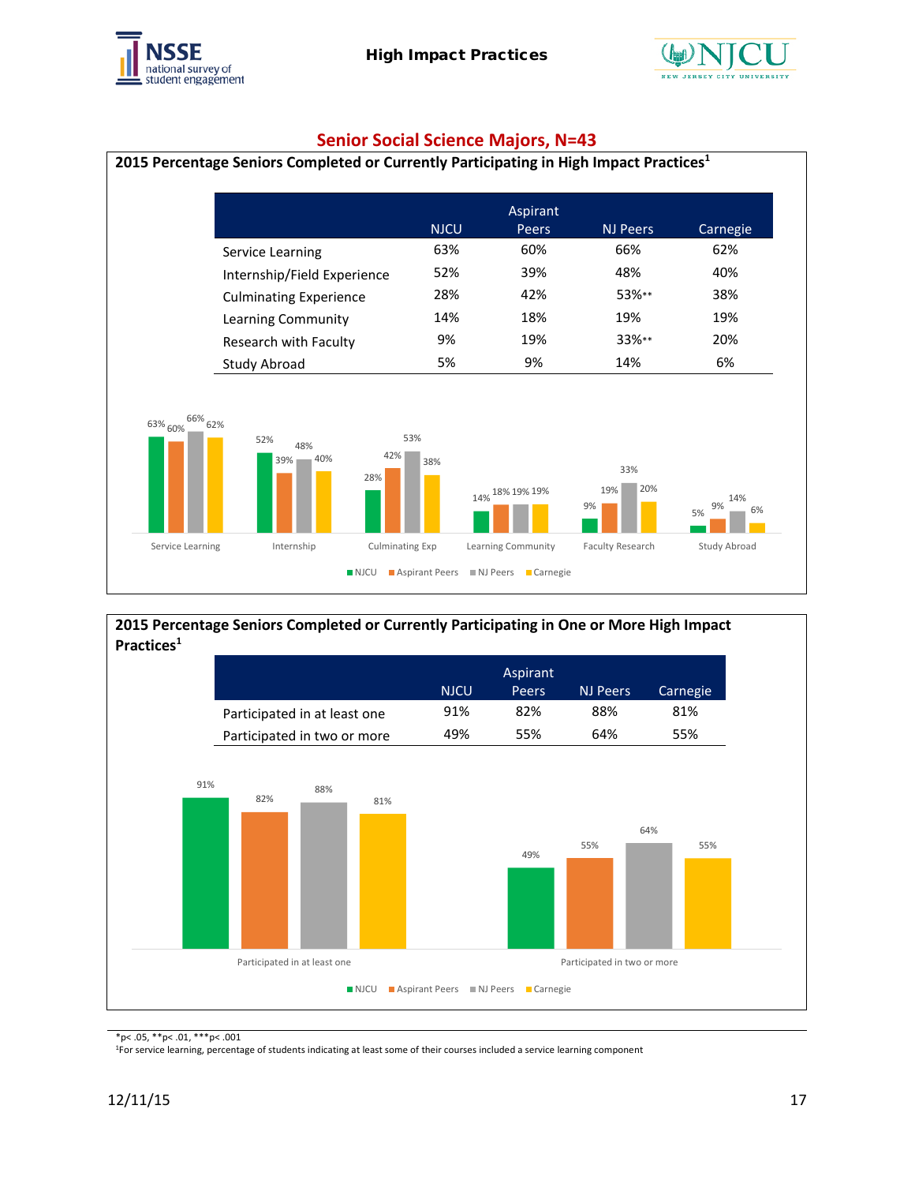## Senior Social Science Majors, N=43

### 2015 Percentage Seniors Completed or Currently Participating in High Impact Practices[1]

| | NJCU | Aspirant Peers | NJ Peers | Carnegie |
|---|---|---|---|---|
| Service Learning | 63% | 60% | 66% | 62% |
| Internship/Field Experience | 52% | 39% | 48% | 40% |
| Culminating Experience | 28% | 42% | 53%** | 38% |
| Learning Community | 14% | 18% | 19% | 19% |
| Research with Faculty | 9% | 19% | 33%** | 20% |
| Study Abroad | 5% | 9% | 14% | 6% |

### 2015 Percentage Seniors Completed or Currently Participating in One or More High Impact Practices[1]

| | NJCU | Aspirant Peers | NJ Peers | Carnegie |
|---|---|---|---|---|
| Participated in at least one | 91% | 82% | 88% | 81% |
| Participated in two or more | 49% | 55% | 64% | 55% |

*p< .05, **p< .01, ***p< .001

[1]For service learning, percentage of students indicating at least some of their courses included a service learning component

12/11/15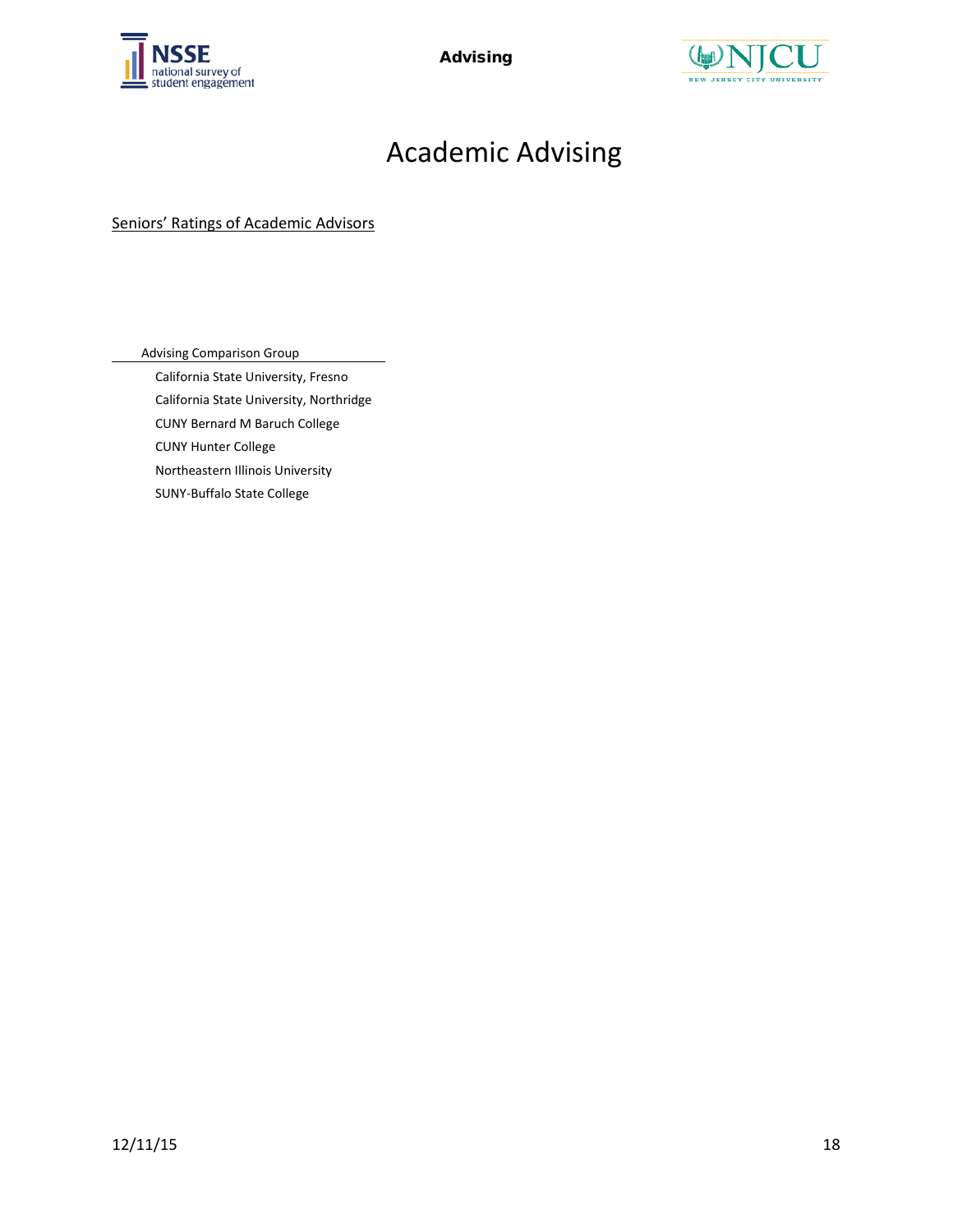# Academic Advising

Seniors' Ratings of Academic Advisors

| Advising Comparison Group |
|---|
| California State University, Fresno |
| California State University, Northridge |
| CUNY Bernard M Baruch College |
| CUNY Hunter College |
| Northeastern Illinois University |
| SUNY-Buffalo State College |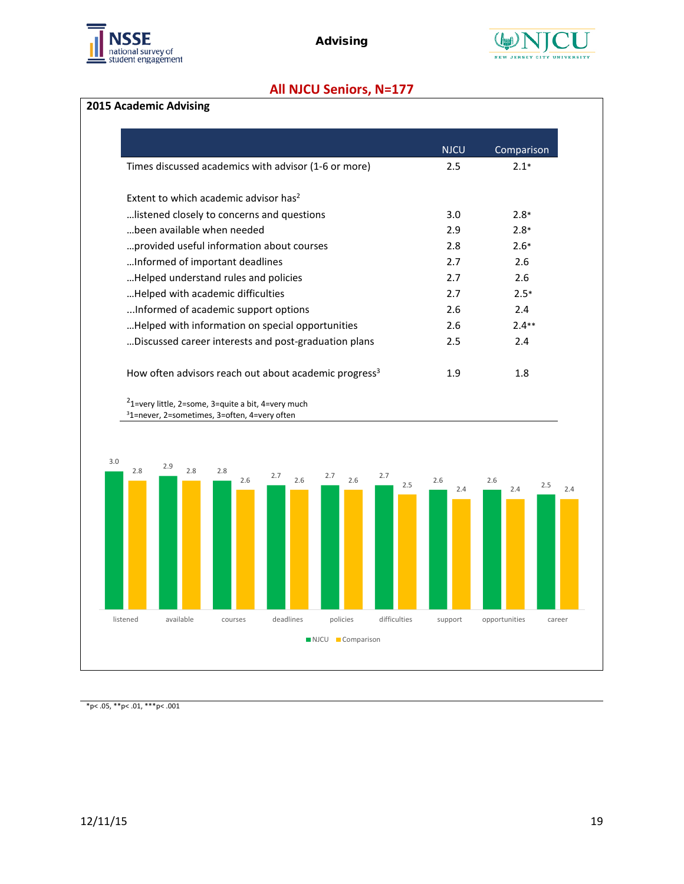## All NJCU Seniors, N=177

### 2015 Academic Advising

| | NJCU | Comparison |
|---|---|---|
| Times discussed academics with advisor (1-6 or more) | 2.5 | 2.1* |
| Extent to which academic advisor has[2] | | |
| …listened closely to concerns and questions | 3.0 | 2.8* |
| …been available when needed | 2.9 | 2.8* |
| …provided useful information about courses | 2.8 | 2.6* |
| …Informed of important deadlines | 2.7 | 2.6 |
| …Helped understand rules and policies | 2.7 | 2.6 |
| …Helped with academic difficulties | 2.7 | 2.5* |
| …Informed of academic support options | 2.6 | 2.4 |
| …Helped with information on special opportunities | 2.6 | 2.4** |
| …Discussed career interests and post-graduation plans | 2.5 | 2.4 |
| How often advisors reach out about academic progress[3] | 1.9 | 1.8 |

[2]1=very little, 2=some, 3=quite a bit, 4=very much
[3]1=never, 2=sometimes, 3=often, 4=very often

3.0
2.8
2.9
2.8
2.8
2.6
2.7
2.6
2.7
2.6
2.7
2.5
2.6
2.4
2.6
2.4
2.5
2.4

listened
available
courses
deadlines
policies
difficulties
support
opportunities
career

NJCU
Comparison

*p< .05, **p< .01, ***p< .001